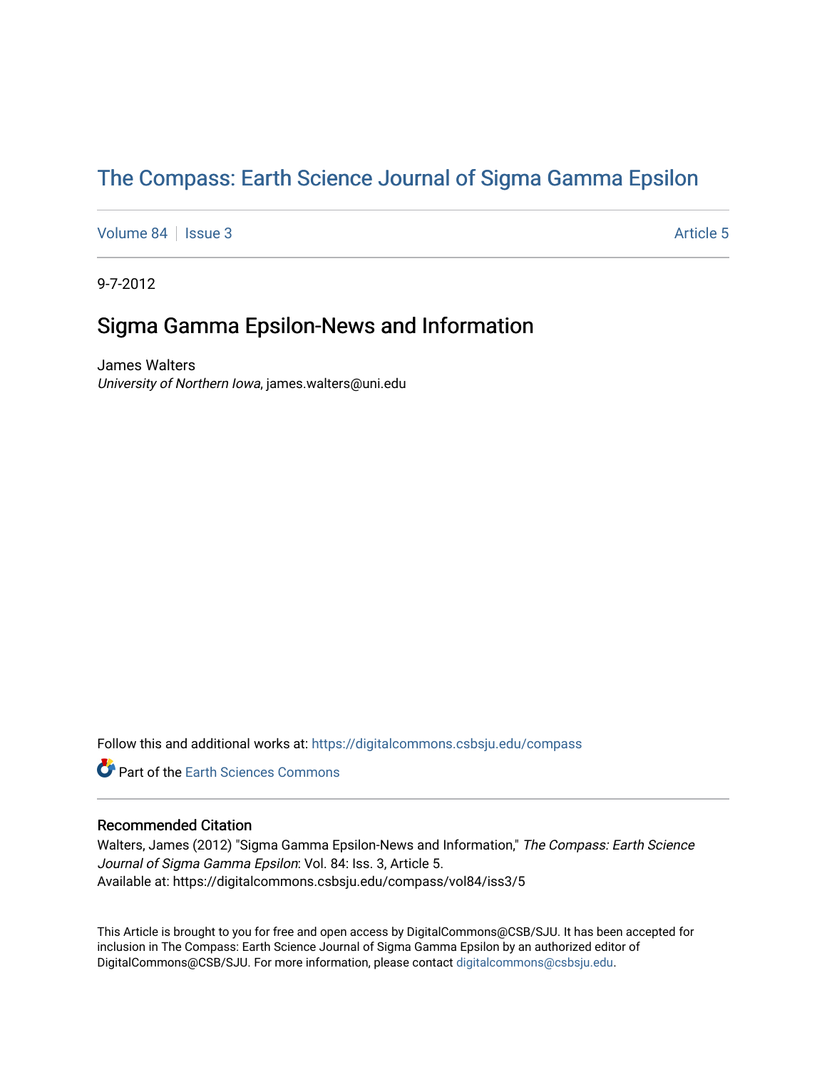# The Compass: Earth Science Journal of Sigma Gamma Epsilon

Volume 84 | Issue 3 | Article 5

9-7-2012

## Sigma Gamma Epsilon-News and Information

James Walters
*University of Northern Iowa*, james.walters@uni.edu

Follow this and additional works at: https://digitalcommons.csbsju.edu/compass

Part of the Earth Sciences Commons

### Recommended Citation

Walters, James (2012) "Sigma Gamma Epsilon-News and Information," *The Compass: Earth Science Journal of Sigma Gamma Epsilon*: Vol. 84: Iss. 3, Article 5.
Available at: https://digitalcommons.csbsju.edu/compass/vol84/iss3/5

This Article is brought to you for free and open access by DigitalCommons@CSB/SJU. It has been accepted for inclusion in The Compass: Earth Science Journal of Sigma Gamma Epsilon by an authorized editor of DigitalCommons@CSB/SJU. For more information, please contact digitalcommons@csbsju.edu.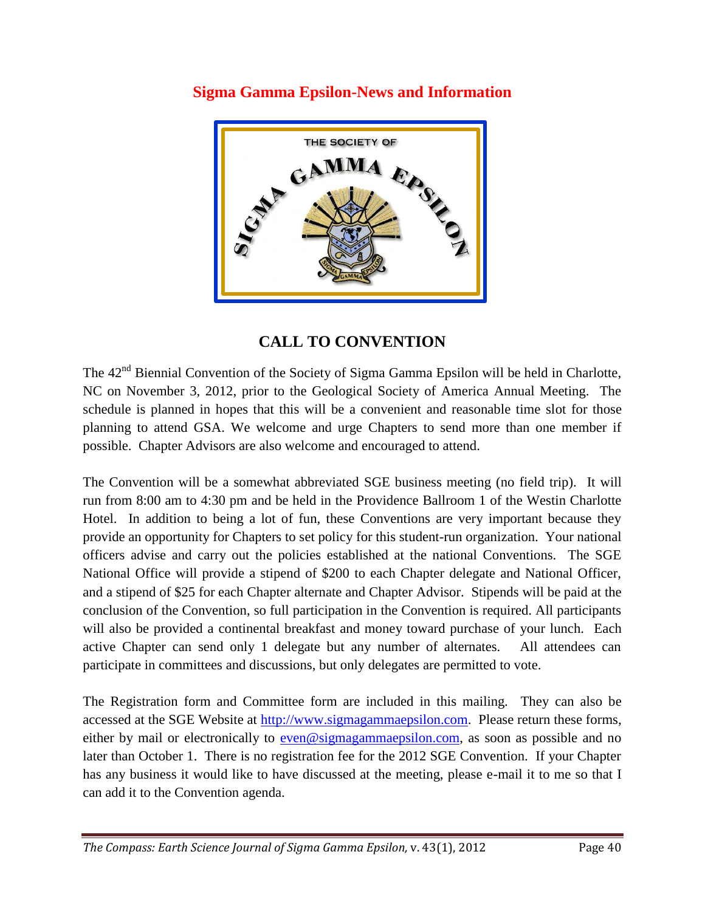## Sigma Gamma Epsilon-News and Information

# CALL TO CONVENTION

The 42nd Biennial Convention of the Society of Sigma Gamma Epsilon will be held in Charlotte, NC on November 3, 2012, prior to the Geological Society of America Annual Meeting. The schedule is planned in hopes that this will be a convenient and reasonable time slot for those planning to attend GSA. We welcome and urge Chapters to send more than one member if possible. Chapter Advisors are also welcome and encouraged to attend.

The Convention will be a somewhat abbreviated SGE business meeting (no field trip). It will run from 8:00 am to 4:30 pm and be held in the Providence Ballroom 1 of the Westin Charlotte Hotel. In addition to being a lot of fun, these Conventions are very important because they provide an opportunity for Chapters to set policy for this student-run organization. Your national officers advise and carry out the policies established at the national Conventions. The SGE National Office will provide a stipend of $200 to each Chapter delegate and National Officer, and a stipend of $25 for each Chapter alternate and Chapter Advisor. Stipends will be paid at the conclusion of the Convention, so full participation in the Convention is required. All participants will also be provided a continental breakfast and money toward purchase of your lunch. Each active Chapter can send only 1 delegate but any number of alternates. All attendees can participate in committees and discussions, but only delegates are permitted to vote.

The Registration form and Committee form are included in this mailing. They can also be accessed at the SGE Website at http://www.sigmagammaepsilon.com. Please return these forms, either by mail or electronically to even@sigmagammaepsilon.com, as soon as possible and no later than October 1. There is no registration fee for the 2012 SGE Convention. If your Chapter has any business it would like to have discussed at the meeting, please e-mail it to me so that I can add it to the Convention agenda.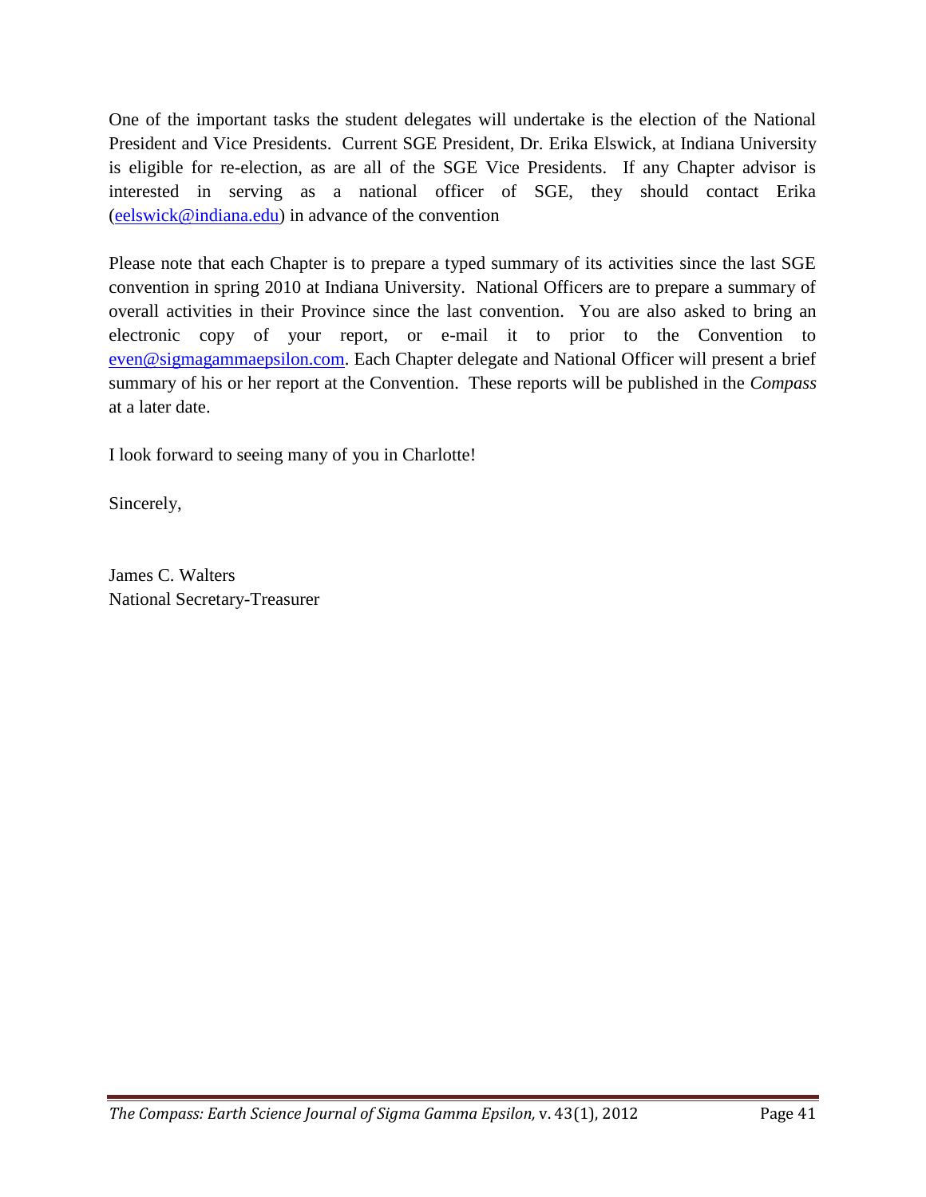One of the important tasks the student delegates will undertake is the election of the National President and Vice Presidents. Current SGE President, Dr. Erika Elswick, at Indiana University is eligible for re-election, as are all of the SGE Vice Presidents. If any Chapter advisor is interested in serving as a national officer of SGE, they should contact Erika (eelswick@indiana.edu) in advance of the convention

Please note that each Chapter is to prepare a typed summary of its activities since the last SGE convention in spring 2010 at Indiana University. National Officers are to prepare a summary of overall activities in their Province since the last convention. You are also asked to bring an electronic copy of your report, or e-mail it to prior to the Convention to even@sigmagammaepsilon.com. Each Chapter delegate and National Officer will present a brief summary of his or her report at the Convention. These reports will be published in the *Compass* at a later date.

I look forward to seeing many of you in Charlotte!

Sincerely,

James C. Walters
National Secretary-Treasurer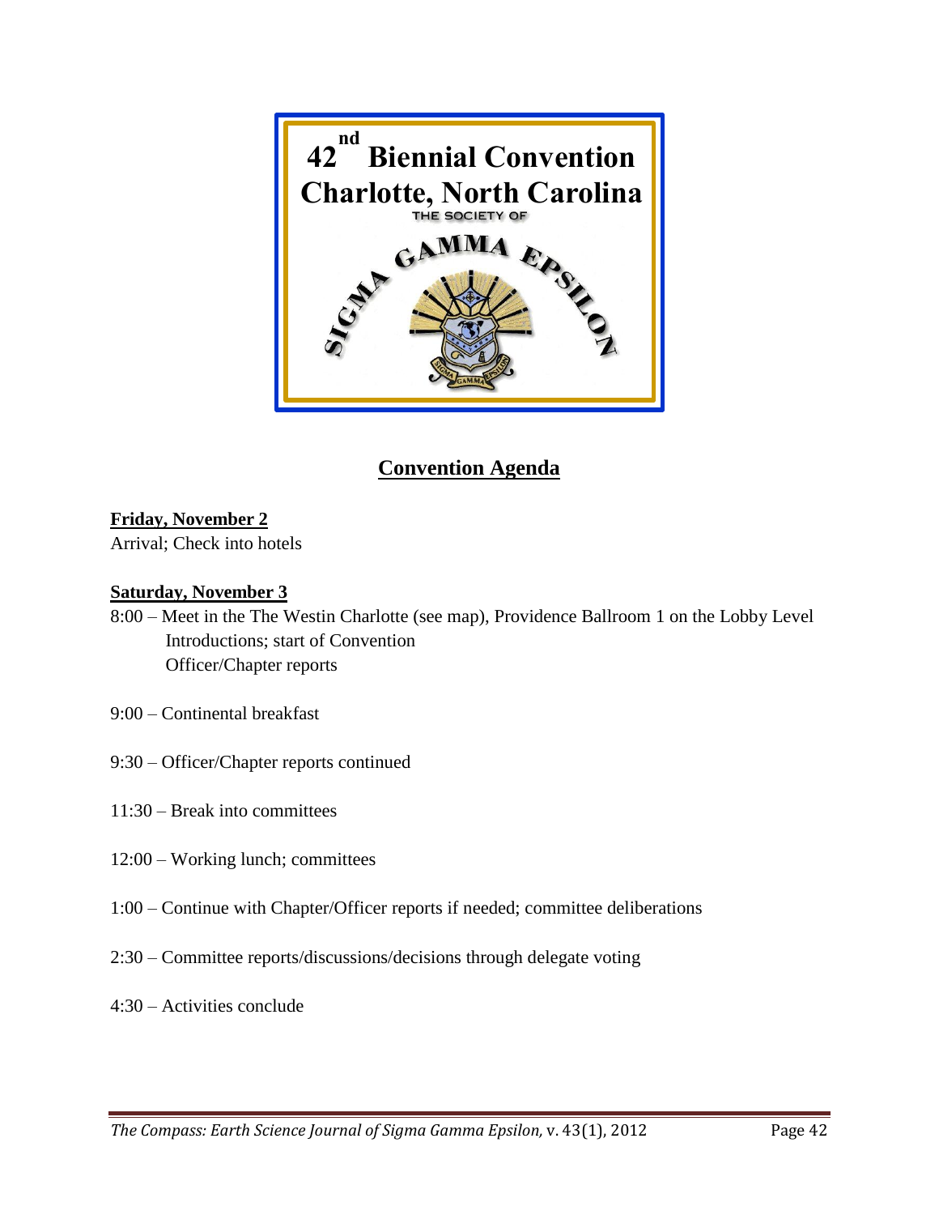42nd Biennial Convention
Charlotte, North Carolina

THE SOCIETY OF SIGMA GAMMA EPSILON

# Convention Agenda

**Friday, November 2**

Arrival; Check into hotels

**Saturday, November 3**

8:00 – Meet in the The Westin Charlotte (see map), Providence Ballroom 1 on the Lobby Level
Introductions; start of Convention
Officer/Chapter reports

9:00 – Continental breakfast

9:30 – Officer/Chapter reports continued

11:30 – Break into committees

12:00 – Working lunch; committees

1:00 – Continue with Chapter/Officer reports if needed; committee deliberations

2:30 – Committee reports/discussions/decisions through delegate voting

4:30 – Activities conclude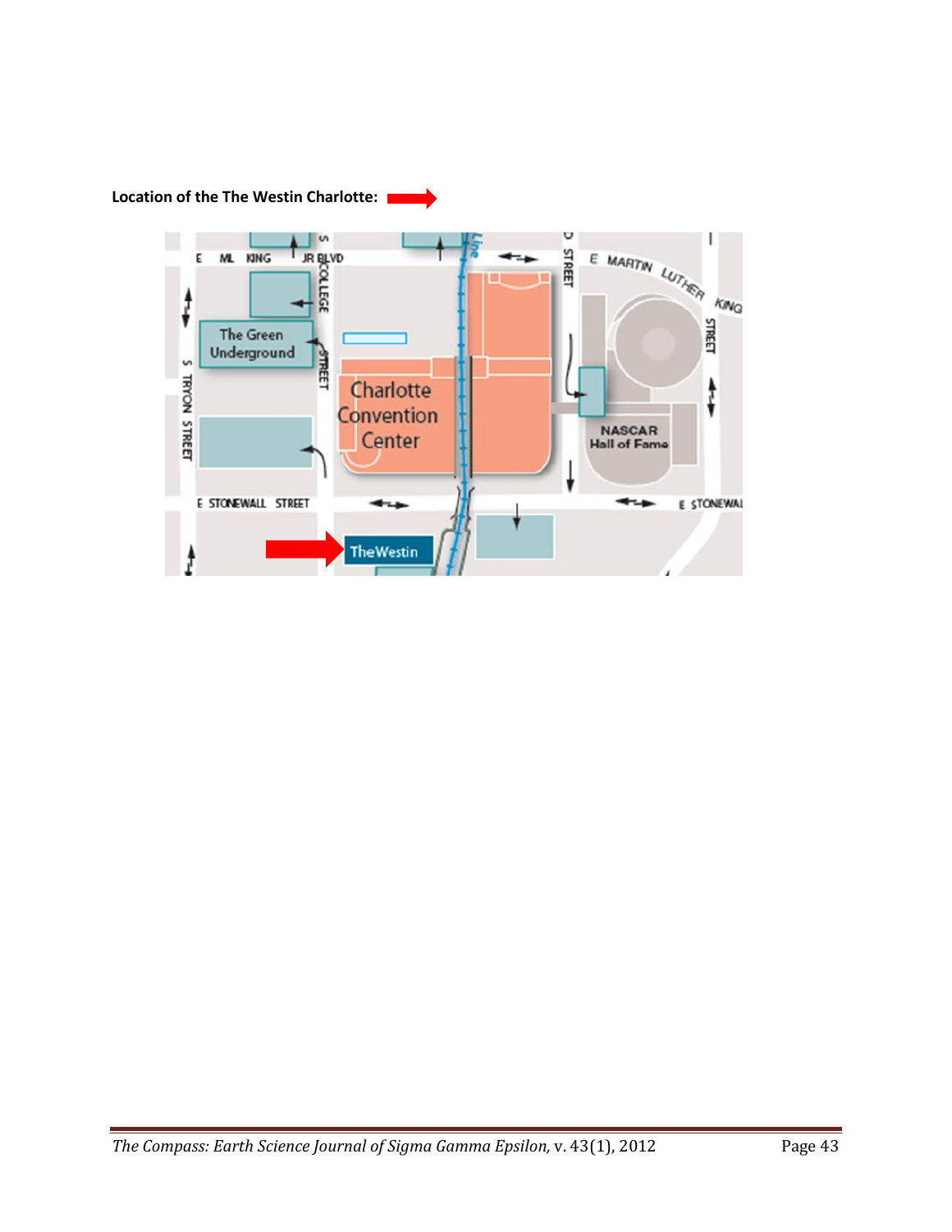**Location of the The Westin Charlotte:**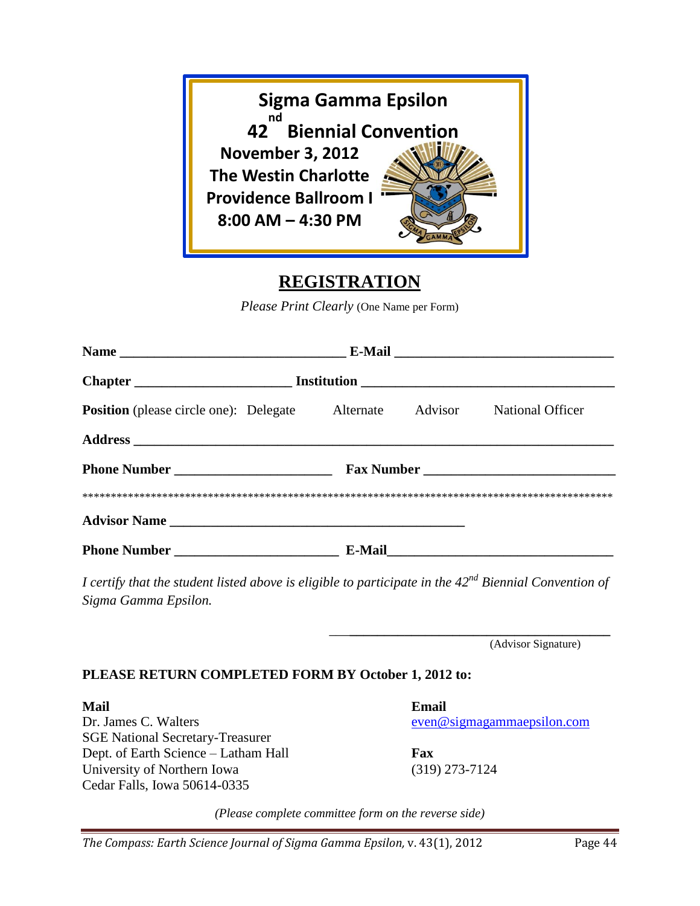**Sigma Gamma Epsilon**

**42nd Biennial Convention**

**November 3, 2012**

**The Westin Charlotte**

**Providence Ballroom I**

**8:00 AM – 4:30 PM**

# REGISTRATION

*Please Print Clearly* (One Name per Form)

**Name** ________________________________ **E-Mail** ________________________________

**Chapter** ______________________ **Institution** ____________________________________

**Position** (please circle one): Delegate Alternate Advisor National Officer

**Address** ______________________________________________________________________

**Phone Number** ______________________ **Fax Number** ___________________________

*******************************************************************************************

**Advisor Name** ___________________________________________

**Phone Number** _______________________ **E-Mail**________________________________

*I certify that the student listed above is eligible to participate in the 42nd Biennial Convention of Sigma Gamma Epsilon.*

___________________________________________

(Advisor Signature)

**PLEASE RETURN COMPLETED FORM BY October 1, 2012 to:**

**Mail**
Dr. James C. Walters
SGE National Secretary-Treasurer
Dept. of Earth Science – Latham Hall
University of Northern Iowa
Cedar Falls, Iowa 50614-0335

**Email**
even@sigmagammaepsilon.com

**Fax**
(319) 273-7124

*(Please complete committee form on the reverse side)*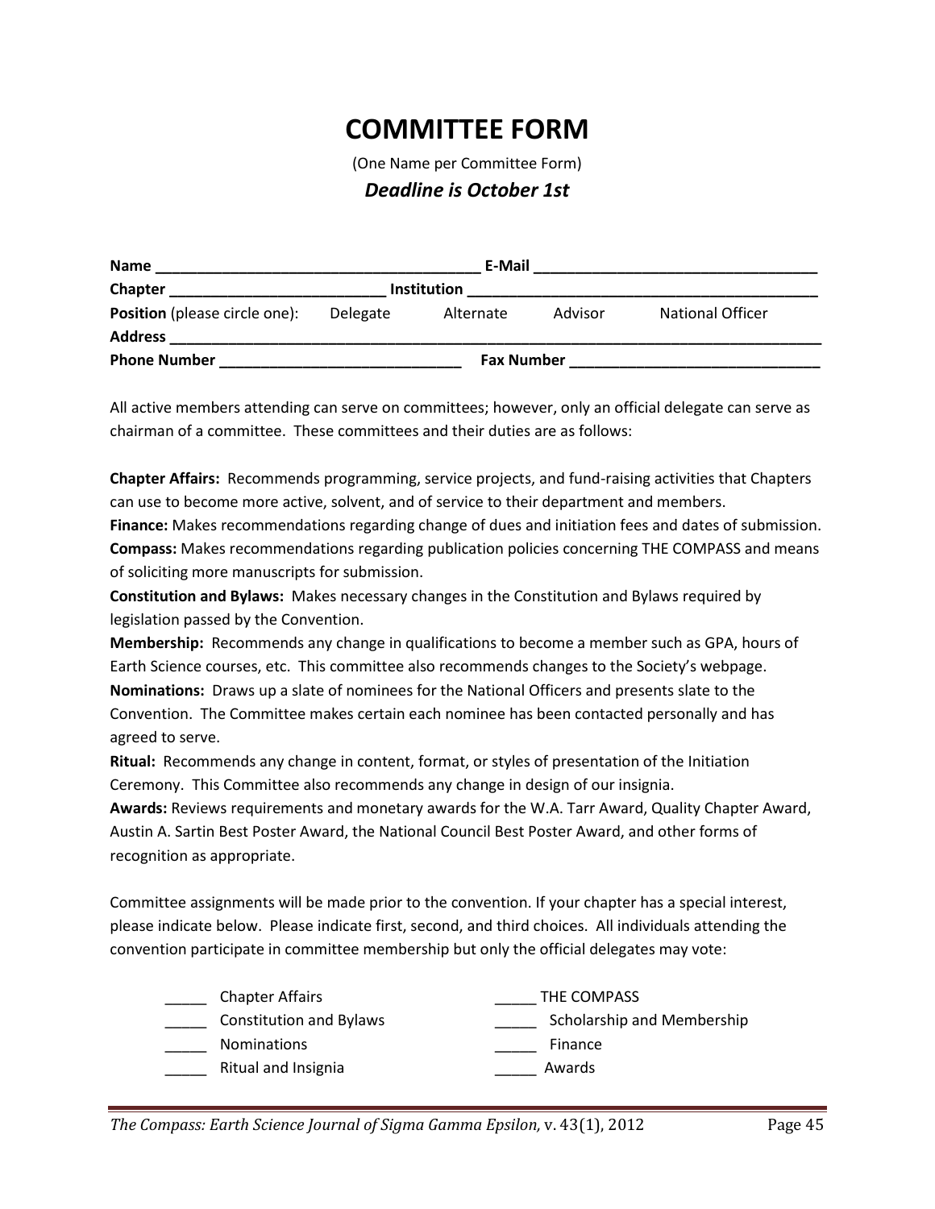# COMMITTEE FORM

(One Name per Committee Form)

***Deadline is October 1st***

**Name** ______________________________________ **E-Mail** _________________________________

**Chapter** _________________________ **Institution** _________________________________________

**Position** (please circle one): Delegate Alternate Advisor National Officer

**Address** ________________________________________________________________________________

**Phone Number** ____________________________ **Fax Number** _____________________________

All active members attending can serve on committees; however, only an official delegate can serve as chairman of a committee. These committees and their duties are as follows:

**Chapter Affairs:** Recommends programming, service projects, and fund-raising activities that Chapters can use to become more active, solvent, and of service to their department and members.
**Finance:** Makes recommendations regarding change of dues and initiation fees and dates of submission.
**Compass:** Makes recommendations regarding publication policies concerning THE COMPASS and means of soliciting more manuscripts for submission.
**Constitution and Bylaws:** Makes necessary changes in the Constitution and Bylaws required by legislation passed by the Convention.
**Membership:** Recommends any change in qualifications to become a member such as GPA, hours of Earth Science courses, etc. This committee also recommends changes to the Society's webpage.
**Nominations:** Draws up a slate of nominees for the National Officers and presents slate to the Convention. The Committee makes certain each nominee has been contacted personally and has agreed to serve.
**Ritual:** Recommends any change in content, format, or styles of presentation of the Initiation Ceremony. This Committee also recommends any change in design of our insignia.
**Awards:** Reviews requirements and monetary awards for the W.A. Tarr Award, Quality Chapter Award, Austin A. Sartin Best Poster Award, the National Council Best Poster Award, and other forms of recognition as appropriate.

Committee assignments will be made prior to the convention. If your chapter has a special interest, please indicate below. Please indicate first, second, and third choices. All individuals attending the convention participate in committee membership but only the official delegates may vote:

_____ Chapter Affairs
_____ Constitution and Bylaws
_____ Nominations
_____ Ritual and Insignia
_____ THE COMPASS
_____ Scholarship and Membership
_____ Finance
_____ Awards